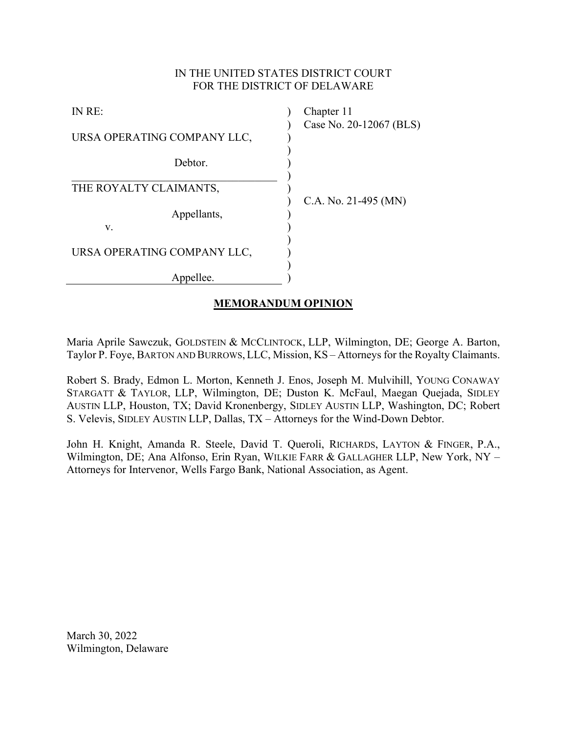IN THE UNITED STATES DISTRICT COURT
FOR THE DISTRICT OF DELAWARE

| | | |
|---|---|---|
| IN RE: | ) | Chapter 11 |
| | ) | Case No. 20-12067 (BLS) |
| URSA OPERATING COMPANY LLC, | ) | |
| | ) | |
| Debtor. | ) | |
| | ) | |
| THE ROYALTY CLAIMANTS, | ) | |
| | ) | C.A. No. 21-495 (MN) |
| Appellants, | ) | |
| v. | ) | |
| | ) | |
| URSA OPERATING COMPANY LLC, | ) | |
| | ) | |
| Appellee. | ) | |

## MEMORANDUM OPINION

Maria Aprile Sawczuk, GOLDSTEIN & MCCLINTOCK, LLP, Wilmington, DE; George A. Barton, Taylor P. Foye, BARTON AND BURROWS, LLC, Mission, KS – Attorneys for the Royalty Claimants.

Robert S. Brady, Edmon L. Morton, Kenneth J. Enos, Joseph M. Mulvihill, YOUNG CONAWAY STARGATT & TAYLOR, LLP, Wilmington, DE; Duston K. McFaul, Maegan Quejada, SIDLEY AUSTIN LLP, Houston, TX; David Kronenbergy, SIDLEY AUSTIN LLP, Washington, DC; Robert S. Velevis, SIDLEY AUSTIN LLP, Dallas, TX – Attorneys for the Wind-Down Debtor.

John H. Knight, Amanda R. Steele, David T. Queroli, RICHARDS, LAYTON & FINGER, P.A., Wilmington, DE; Ana Alfonso, Erin Ryan, WILKIE FARR & GALLAGHER LLP, New York, NY – Attorneys for Intervenor, Wells Fargo Bank, National Association, as Agent.

March 30, 2022
Wilmington, Delaware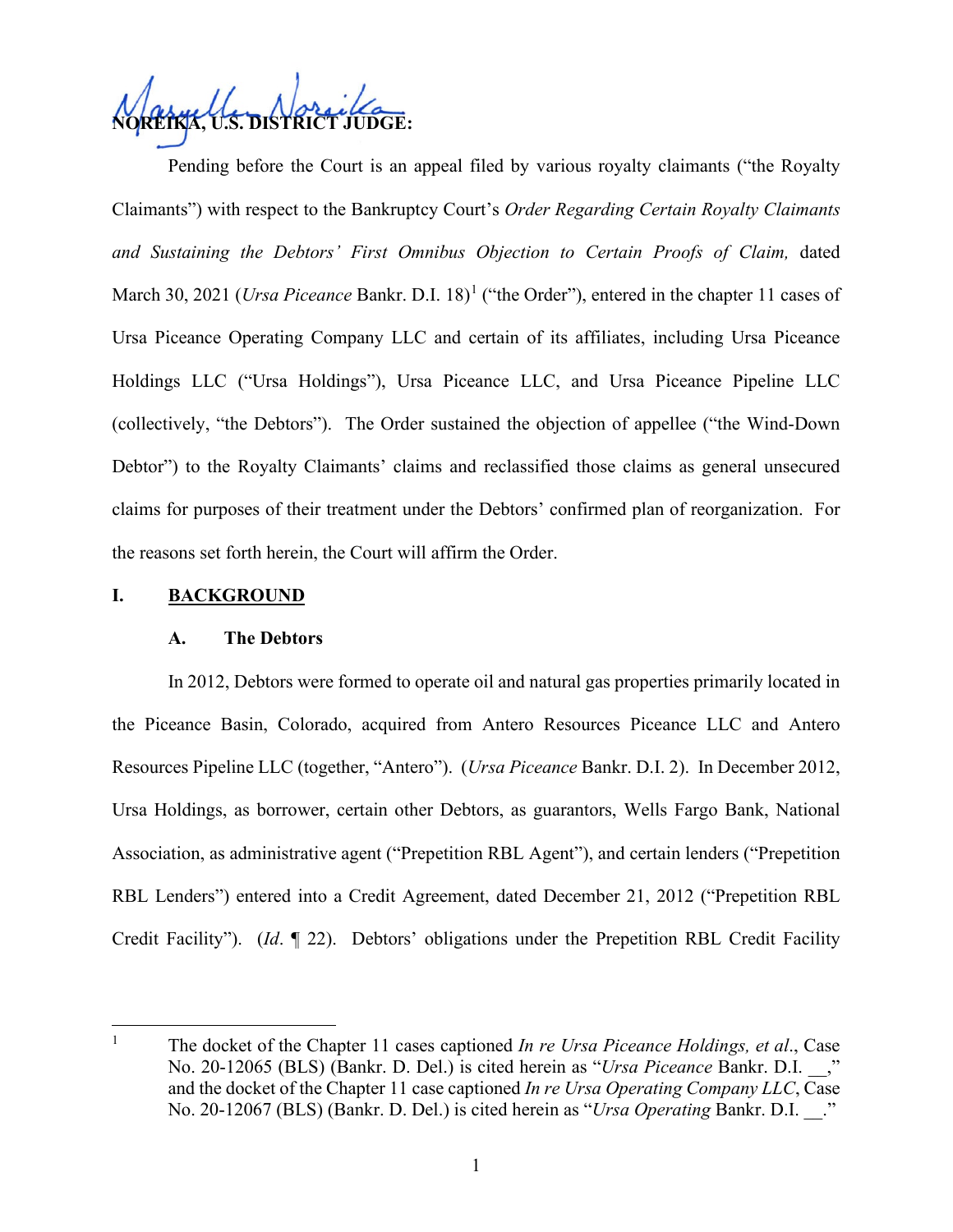**NOREIKA, U.S. DISTRICT JUDGE:**

Pending before the Court is an appeal filed by various royalty claimants ("the Royalty Claimants") with respect to the Bankruptcy Court's *Order Regarding Certain Royalty Claimants and Sustaining the Debtors' First Omnibus Objection to Certain Proofs of Claim,* dated March 30, 2021 (*Ursa Piceance* Bankr. D.I. 18)[1] ("the Order"), entered in the chapter 11 cases of Ursa Piceance Operating Company LLC and certain of its affiliates, including Ursa Piceance Holdings LLC ("Ursa Holdings"), Ursa Piceance LLC, and Ursa Piceance Pipeline LLC (collectively, "the Debtors"). The Order sustained the objection of appellee ("the Wind-Down Debtor") to the Royalty Claimants' claims and reclassified those claims as general unsecured claims for purposes of their treatment under the Debtors' confirmed plan of reorganization. For the reasons set forth herein, the Court will affirm the Order.

## I. BACKGROUND

### A. The Debtors

In 2012, Debtors were formed to operate oil and natural gas properties primarily located in the Piceance Basin, Colorado, acquired from Antero Resources Piceance LLC and Antero Resources Pipeline LLC (together, "Antero"). (*Ursa Piceance* Bankr. D.I. 2). In December 2012, Ursa Holdings, as borrower, certain other Debtors, as guarantors, Wells Fargo Bank, National Association, as administrative agent ("Prepetition RBL Agent"), and certain lenders ("Prepetition RBL Lenders") entered into a Credit Agreement, dated December 21, 2012 ("Prepetition RBL Credit Facility"). (*Id*. ¶ 22). Debtors' obligations under the Prepetition RBL Credit Facility

[1] The docket of the Chapter 11 cases captioned *In re Ursa Piceance Holdings, et al*., Case No. 20-12065 (BLS) (Bankr. D. Del.) is cited herein as "*Ursa Piceance* Bankr. D.I. __," and the docket of the Chapter 11 case captioned *In re Ursa Operating Company LLC*, Case No. 20-12067 (BLS) (Bankr. D. Del.) is cited herein as "*Ursa Operating* Bankr. D.I. __."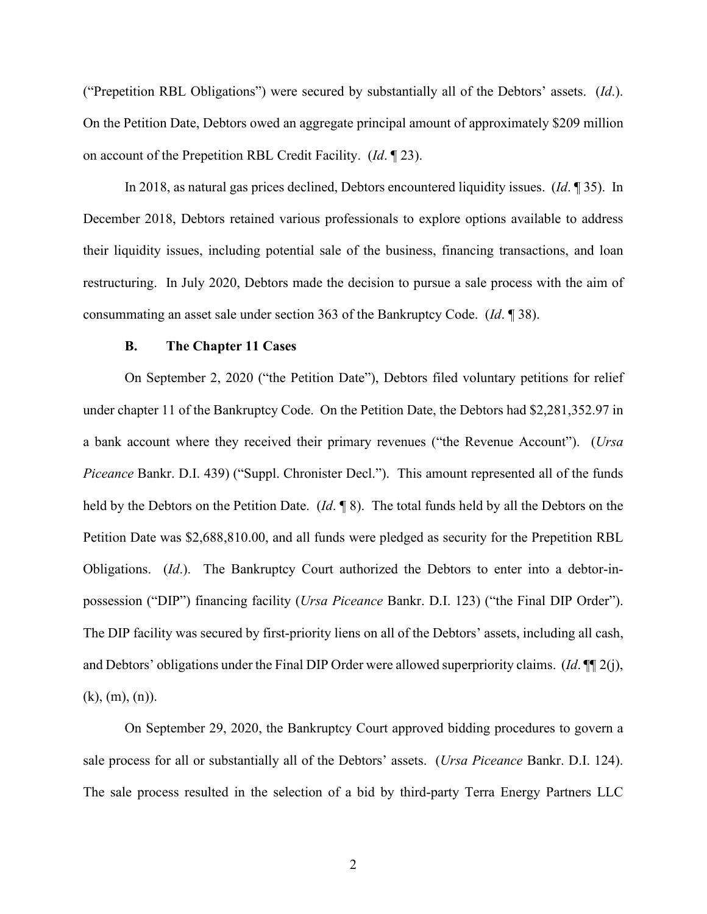("Prepetition RBL Obligations") were secured by substantially all of the Debtors' assets. (*Id*.). On the Petition Date, Debtors owed an aggregate principal amount of approximately $209 million on account of the Prepetition RBL Credit Facility. (*Id*. ¶ 23).

In 2018, as natural gas prices declined, Debtors encountered liquidity issues. (*Id*. ¶ 35). In December 2018, Debtors retained various professionals to explore options available to address their liquidity issues, including potential sale of the business, financing transactions, and loan restructuring. In July 2020, Debtors made the decision to pursue a sale process with the aim of consummating an asset sale under section 363 of the Bankruptcy Code. (*Id*. ¶ 38).

### B. The Chapter 11 Cases

On September 2, 2020 ("the Petition Date"), Debtors filed voluntary petitions for relief under chapter 11 of the Bankruptcy Code. On the Petition Date, the Debtors had $2,281,352.97 in a bank account where they received their primary revenues ("the Revenue Account"). (*Ursa Piceance* Bankr. D.I. 439) ("Suppl. Chronister Decl."). This amount represented all of the funds held by the Debtors on the Petition Date. (*Id*. ¶ 8). The total funds held by all the Debtors on the Petition Date was $2,688,810.00, and all funds were pledged as security for the Prepetition RBL Obligations. (*Id*.). The Bankruptcy Court authorized the Debtors to enter into a debtor-in-possession ("DIP") financing facility (*Ursa Piceance* Bankr. D.I. 123) ("the Final DIP Order"). The DIP facility was secured by first-priority liens on all of the Debtors' assets, including all cash, and Debtors' obligations under the Final DIP Order were allowed superpriority claims. (*Id*. ¶¶ 2(j), (k), (m), (n)).

On September 29, 2020, the Bankruptcy Court approved bidding procedures to govern a sale process for all or substantially all of the Debtors' assets. (*Ursa Piceance* Bankr. D.I. 124). The sale process resulted in the selection of a bid by third-party Terra Energy Partners LLC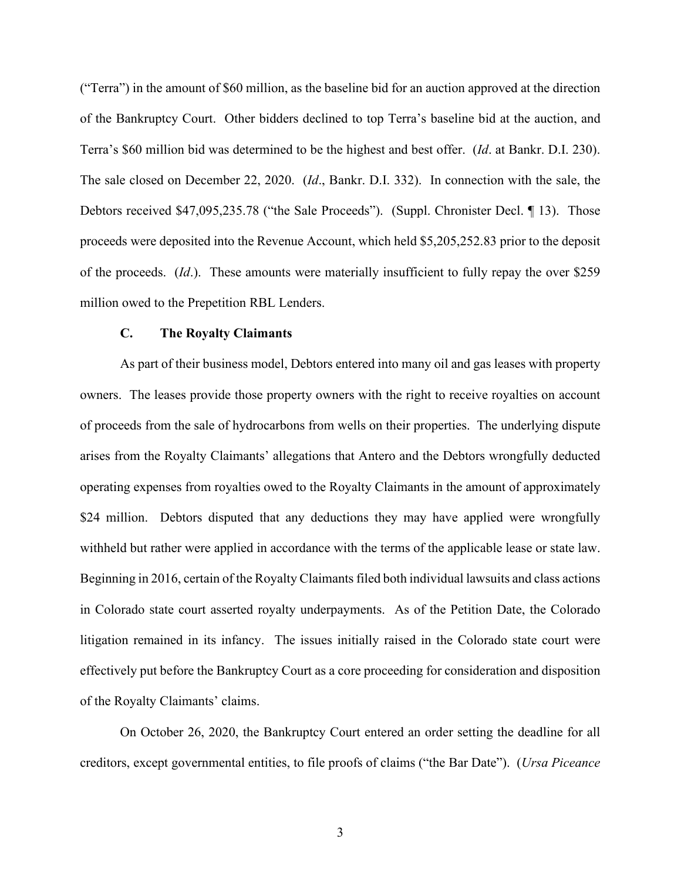("Terra") in the amount of $60 million, as the baseline bid for an auction approved at the direction of the Bankruptcy Court. Other bidders declined to top Terra's baseline bid at the auction, and Terra's $60 million bid was determined to be the highest and best offer. (*Id*. at Bankr. D.I. 230). The sale closed on December 22, 2020. (*Id*., Bankr. D.I. 332). In connection with the sale, the Debtors received $47,095,235.78 ("the Sale Proceeds"). (Suppl. Chronister Decl. ¶ 13). Those proceeds were deposited into the Revenue Account, which held $5,205,252.83 prior to the deposit of the proceeds. (*Id*.). These amounts were materially insufficient to fully repay the over $259 million owed to the Prepetition RBL Lenders.

### C. The Royalty Claimants

As part of their business model, Debtors entered into many oil and gas leases with property owners. The leases provide those property owners with the right to receive royalties on account of proceeds from the sale of hydrocarbons from wells on their properties. The underlying dispute arises from the Royalty Claimants' allegations that Antero and the Debtors wrongfully deducted operating expenses from royalties owed to the Royalty Claimants in the amount of approximately $24 million. Debtors disputed that any deductions they may have applied were wrongfully withheld but rather were applied in accordance with the terms of the applicable lease or state law. Beginning in 2016, certain of the Royalty Claimants filed both individual lawsuits and class actions in Colorado state court asserted royalty underpayments. As of the Petition Date, the Colorado litigation remained in its infancy. The issues initially raised in the Colorado state court were effectively put before the Bankruptcy Court as a core proceeding for consideration and disposition of the Royalty Claimants' claims.

On October 26, 2020, the Bankruptcy Court entered an order setting the deadline for all creditors, except governmental entities, to file proofs of claims ("the Bar Date"). (*Ursa Piceance*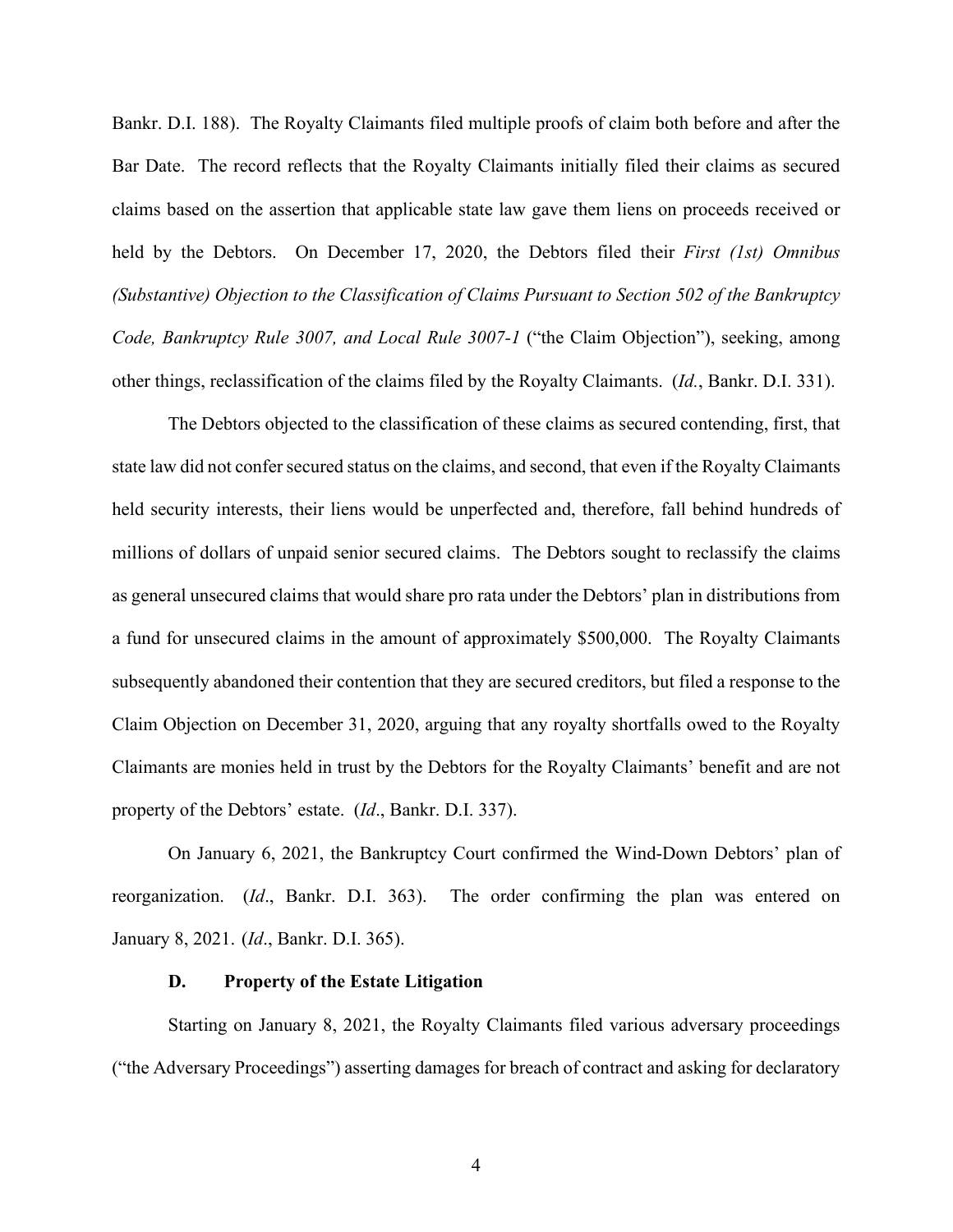Bankr. D.I. 188). The Royalty Claimants filed multiple proofs of claim both before and after the Bar Date. The record reflects that the Royalty Claimants initially filed their claims as secured claims based on the assertion that applicable state law gave them liens on proceeds received or held by the Debtors. On December 17, 2020, the Debtors filed their *First (1st) Omnibus (Substantive) Objection to the Classification of Claims Pursuant to Section 502 of the Bankruptcy Code, Bankruptcy Rule 3007, and Local Rule 3007-1* ("the Claim Objection"), seeking, among other things, reclassification of the claims filed by the Royalty Claimants. (*Id.*, Bankr. D.I. 331).

The Debtors objected to the classification of these claims as secured contending, first, that state law did not confer secured status on the claims, and second, that even if the Royalty Claimants held security interests, their liens would be unperfected and, therefore, fall behind hundreds of millions of dollars of unpaid senior secured claims. The Debtors sought to reclassify the claims as general unsecured claims that would share pro rata under the Debtors' plan in distributions from a fund for unsecured claims in the amount of approximately $500,000. The Royalty Claimants subsequently abandoned their contention that they are secured creditors, but filed a response to the Claim Objection on December 31, 2020, arguing that any royalty shortfalls owed to the Royalty Claimants are monies held in trust by the Debtors for the Royalty Claimants' benefit and are not property of the Debtors' estate. (*Id*., Bankr. D.I. 337).

On January 6, 2021, the Bankruptcy Court confirmed the Wind-Down Debtors' plan of reorganization. (*Id*., Bankr. D.I. 363). The order confirming the plan was entered on January 8, 2021. (*Id*., Bankr. D.I. 365).

### D. Property of the Estate Litigation

Starting on January 8, 2021, the Royalty Claimants filed various adversary proceedings ("the Adversary Proceedings") asserting damages for breach of contract and asking for declaratory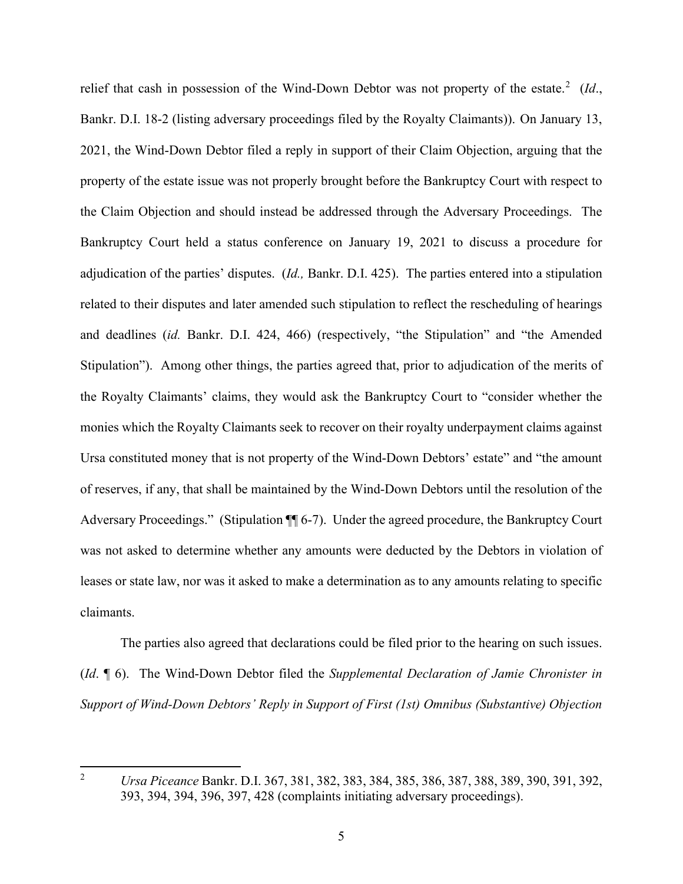relief that cash in possession of the Wind-Down Debtor was not property of the estate.[2] (*Id*., Bankr. D.I. 18-2 (listing adversary proceedings filed by the Royalty Claimants)). On January 13, 2021, the Wind-Down Debtor filed a reply in support of their Claim Objection, arguing that the property of the estate issue was not properly brought before the Bankruptcy Court with respect to the Claim Objection and should instead be addressed through the Adversary Proceedings. The Bankruptcy Court held a status conference on January 19, 2021 to discuss a procedure for adjudication of the parties' disputes. (*Id.,* Bankr. D.I. 425). The parties entered into a stipulation related to their disputes and later amended such stipulation to reflect the rescheduling of hearings and deadlines (*id.* Bankr. D.I. 424, 466) (respectively, "the Stipulation" and "the Amended Stipulation"). Among other things, the parties agreed that, prior to adjudication of the merits of the Royalty Claimants' claims, they would ask the Bankruptcy Court to "consider whether the monies which the Royalty Claimants seek to recover on their royalty underpayment claims against Ursa constituted money that is not property of the Wind-Down Debtors' estate" and "the amount of reserves, if any, that shall be maintained by the Wind-Down Debtors until the resolution of the Adversary Proceedings." (Stipulation ¶¶ 6-7). Under the agreed procedure, the Bankruptcy Court was not asked to determine whether any amounts were deducted by the Debtors in violation of leases or state law, nor was it asked to make a determination as to any amounts relating to specific claimants.

The parties also agreed that declarations could be filed prior to the hearing on such issues. (*Id*. ¶ 6). The Wind-Down Debtor filed the *Supplemental Declaration of Jamie Chronister in Support of Wind-Down Debtors' Reply in Support of First (1st) Omnibus (Substantive) Objection*

---

[2] *Ursa Piceance* Bankr. D.I. 367, 381, 382, 383, 384, 385, 386, 387, 388, 389, 390, 391, 392, 393, 394, 394, 396, 397, 428 (complaints initiating adversary proceedings).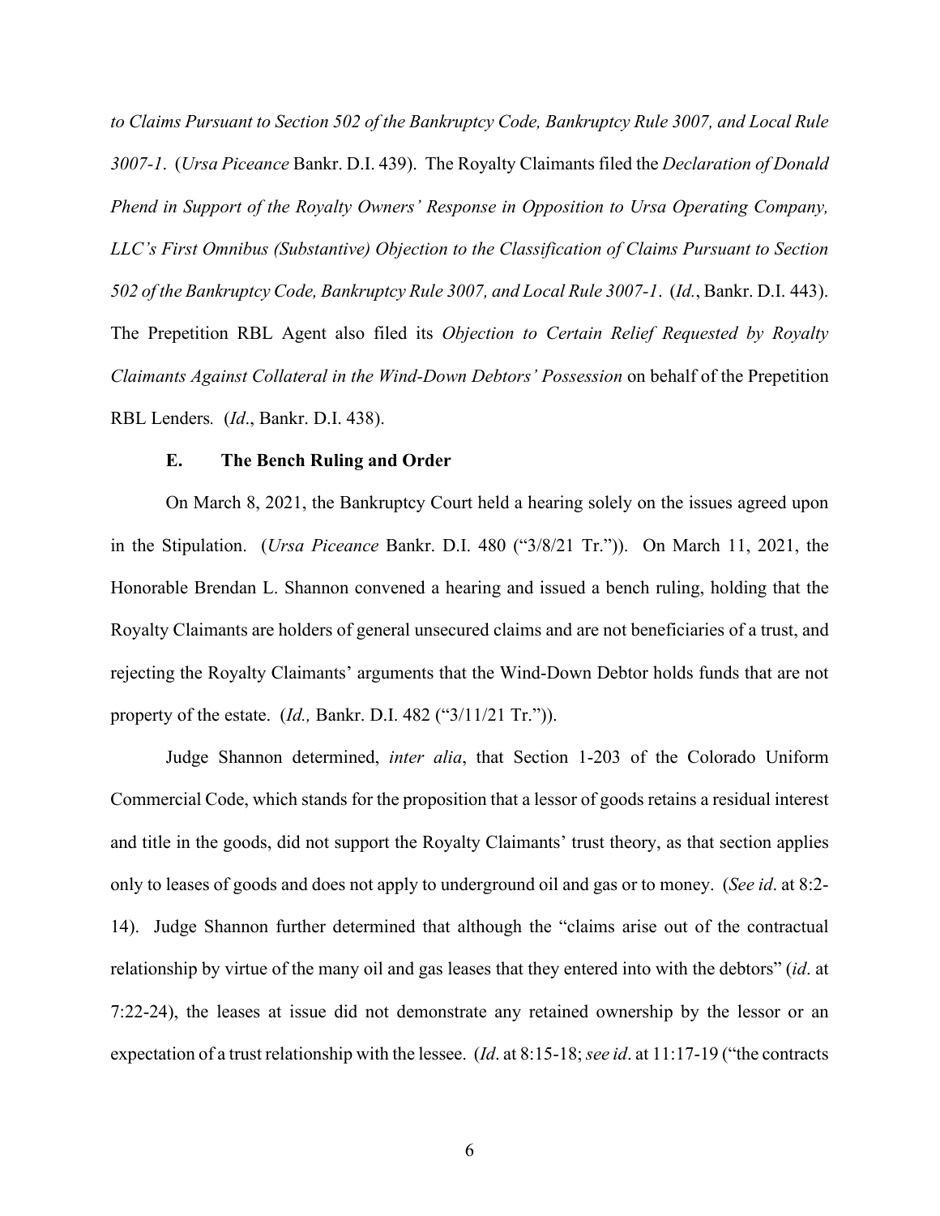*to Claims Pursuant to Section 502 of the Bankruptcy Code, Bankruptcy Rule 3007, and Local Rule 3007-1*. (*Ursa Piceance* Bankr. D.I. 439). The Royalty Claimants filed the *Declaration of Donald Phend in Support of the Royalty Owners' Response in Opposition to Ursa Operating Company, LLC's First Omnibus (Substantive) Objection to the Classification of Claims Pursuant to Section 502 of the Bankruptcy Code, Bankruptcy Rule 3007, and Local Rule 3007-1*. (*Id.*, Bankr. D.I. 443). The Prepetition RBL Agent also filed its *Objection to Certain Relief Requested by Royalty Claimants Against Collateral in the Wind-Down Debtors' Possession* on behalf of the Prepetition RBL Lenders*.* (*Id*., Bankr. D.I. 438).

### E. The Bench Ruling and Order

On March 8, 2021, the Bankruptcy Court held a hearing solely on the issues agreed upon in the Stipulation. (*Ursa Piceance* Bankr. D.I. 480 ("3/8/21 Tr.")). On March 11, 2021, the Honorable Brendan L. Shannon convened a hearing and issued a bench ruling, holding that the Royalty Claimants are holders of general unsecured claims and are not beneficiaries of a trust, and rejecting the Royalty Claimants' arguments that the Wind-Down Debtor holds funds that are not property of the estate. (*Id.,* Bankr. D.I. 482 ("3/11/21 Tr.")).

Judge Shannon determined, *inter alia*, that Section 1-203 of the Colorado Uniform Commercial Code, which stands for the proposition that a lessor of goods retains a residual interest and title in the goods, did not support the Royalty Claimants' trust theory, as that section applies only to leases of goods and does not apply to underground oil and gas or to money. (*See id*. at 8:2-14). Judge Shannon further determined that although the "claims arise out of the contractual relationship by virtue of the many oil and gas leases that they entered into with the debtors" (*id*. at 7:22-24), the leases at issue did not demonstrate any retained ownership by the lessor or an expectation of a trust relationship with the lessee. (*Id*. at 8:15-18; *see id*. at 11:17-19 ("the contracts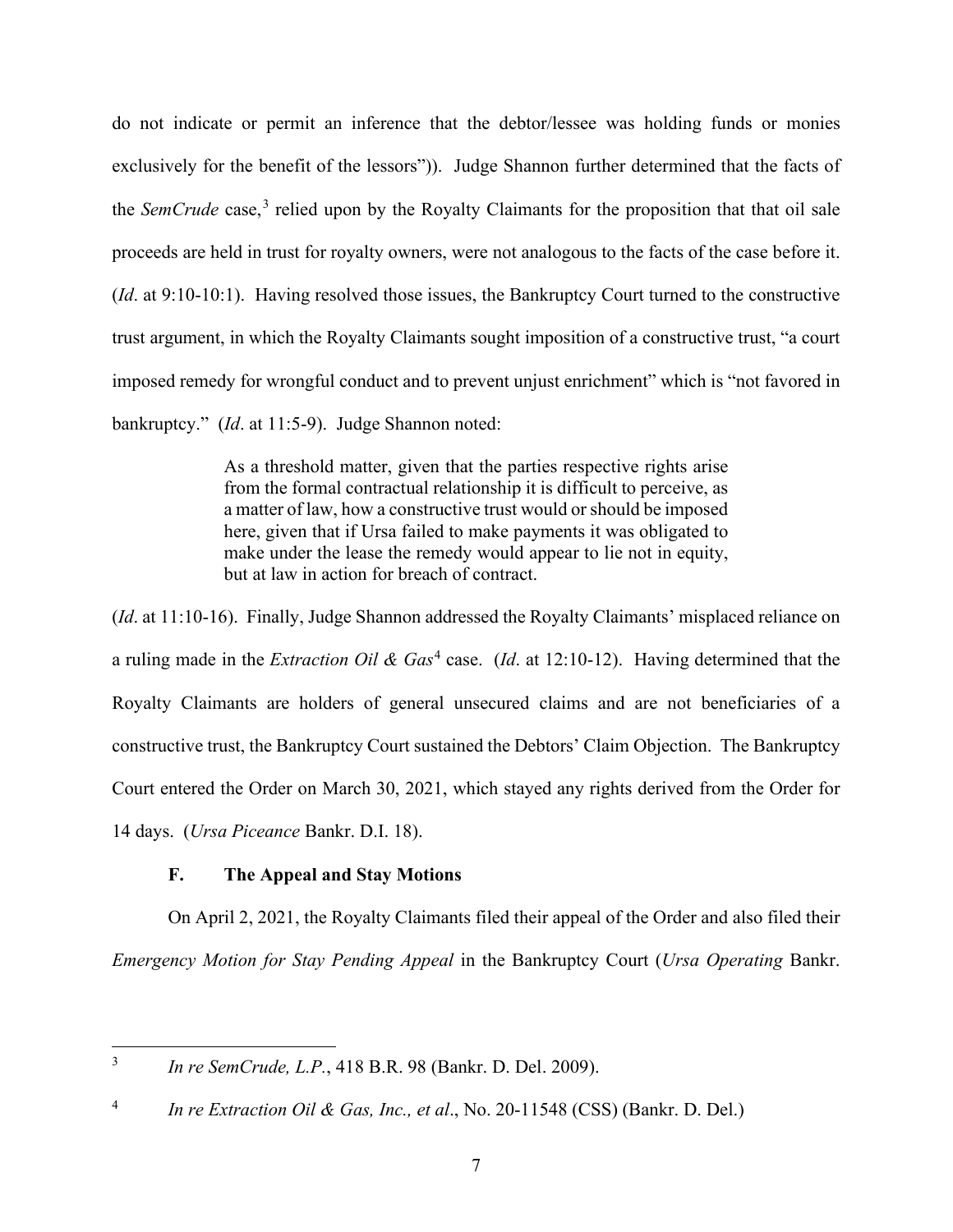do not indicate or permit an inference that the debtor/lessee was holding funds or monies exclusively for the benefit of the lessors")). Judge Shannon further determined that the facts of the *SemCrude* case,[3] relied upon by the Royalty Claimants for the proposition that that oil sale proceeds are held in trust for royalty owners, were not analogous to the facts of the case before it. (*Id*. at 9:10-10:1). Having resolved those issues, the Bankruptcy Court turned to the constructive trust argument, in which the Royalty Claimants sought imposition of a constructive trust, "a court imposed remedy for wrongful conduct and to prevent unjust enrichment" which is "not favored in bankruptcy." (*Id*. at 11:5-9). Judge Shannon noted:

> As a threshold matter, given that the parties respective rights arise from the formal contractual relationship it is difficult to perceive, as a matter of law, how a constructive trust would or should be imposed here, given that if Ursa failed to make payments it was obligated to make under the lease the remedy would appear to lie not in equity, but at law in action for breach of contract.

(*Id*. at 11:10-16). Finally, Judge Shannon addressed the Royalty Claimants' misplaced reliance on a ruling made in the *Extraction Oil & Gas*[4] case. (*Id*. at 12:10-12). Having determined that the Royalty Claimants are holders of general unsecured claims and are not beneficiaries of a constructive trust, the Bankruptcy Court sustained the Debtors' Claim Objection. The Bankruptcy Court entered the Order on March 30, 2021, which stayed any rights derived from the Order for 14 days. (*Ursa Piceance* Bankr. D.I. 18).

### F. The Appeal and Stay Motions

On April 2, 2021, the Royalty Claimants filed their appeal of the Order and also filed their *Emergency Motion for Stay Pending Appeal* in the Bankruptcy Court (*Ursa Operating* Bankr.

---

[3] *In re SemCrude, L.P.*, 418 B.R. 98 (Bankr. D. Del. 2009).

[4] *In re Extraction Oil & Gas, Inc., et al*., No. 20-11548 (CSS) (Bankr. D. Del.)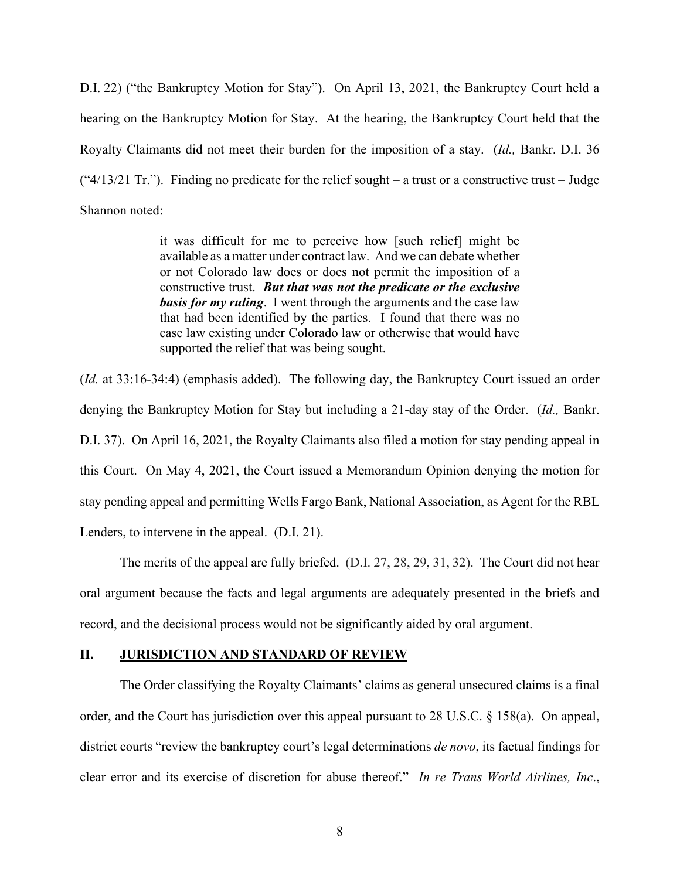D.I. 22) ("the Bankruptcy Motion for Stay"). On April 13, 2021, the Bankruptcy Court held a hearing on the Bankruptcy Motion for Stay. At the hearing, the Bankruptcy Court held that the Royalty Claimants did not meet their burden for the imposition of a stay. (*Id.,* Bankr. D.I. 36 ("4/13/21 Tr."). Finding no predicate for the relief sought – a trust or a constructive trust – Judge Shannon noted:

> it was difficult for me to perceive how [such relief] might be available as a matter under contract law. And we can debate whether or not Colorado law does or does not permit the imposition of a constructive trust. ***But that was not the predicate or the exclusive basis for my ruling***. I went through the arguments and the case law that had been identified by the parties. I found that there was no case law existing under Colorado law or otherwise that would have supported the relief that was being sought.

(*Id.* at 33:16-34:4) (emphasis added). The following day, the Bankruptcy Court issued an order denying the Bankruptcy Motion for Stay but including a 21-day stay of the Order. (*Id.,* Bankr. D.I. 37). On April 16, 2021, the Royalty Claimants also filed a motion for stay pending appeal in this Court. On May 4, 2021, the Court issued a Memorandum Opinion denying the motion for stay pending appeal and permitting Wells Fargo Bank, National Association, as Agent for the RBL Lenders, to intervene in the appeal. (D.I. 21).

The merits of the appeal are fully briefed. (D.I. 27, 28, 29, 31, 32). The Court did not hear oral argument because the facts and legal arguments are adequately presented in the briefs and record, and the decisional process would not be significantly aided by oral argument.

## II. JURISDICTION AND STANDARD OF REVIEW

The Order classifying the Royalty Claimants' claims as general unsecured claims is a final order, and the Court has jurisdiction over this appeal pursuant to 28 U.S.C. § 158(a). On appeal, district courts "review the bankruptcy court's legal determinations *de novo*, its factual findings for clear error and its exercise of discretion for abuse thereof." *In re Trans World Airlines, Inc*.,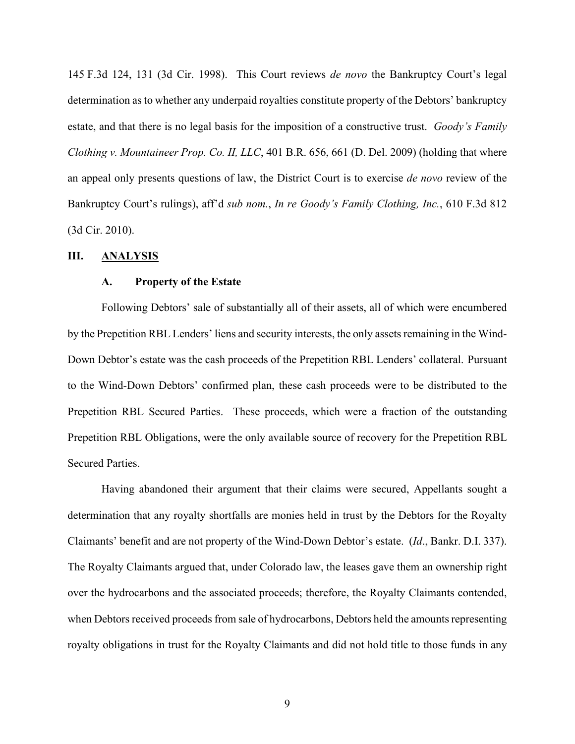145 F.3d 124, 131 (3d Cir. 1998). This Court reviews *de novo* the Bankruptcy Court's legal determination as to whether any underpaid royalties constitute property of the Debtors' bankruptcy estate, and that there is no legal basis for the imposition of a constructive trust. *Goody's Family Clothing v. Mountaineer Prop. Co. II, LLC*, 401 B.R. 656, 661 (D. Del. 2009) (holding that where an appeal only presents questions of law, the District Court is to exercise *de novo* review of the Bankruptcy Court's rulings), aff'd *sub nom.*, *In re Goody's Family Clothing, Inc.*, 610 F.3d 812 (3d Cir. 2010).

## III. ANALYSIS

### A. Property of the Estate

Following Debtors' sale of substantially all of their assets, all of which were encumbered by the Prepetition RBL Lenders' liens and security interests, the only assets remaining in the Wind-Down Debtor's estate was the cash proceeds of the Prepetition RBL Lenders' collateral. Pursuant to the Wind-Down Debtors' confirmed plan, these cash proceeds were to be distributed to the Prepetition RBL Secured Parties. These proceeds, which were a fraction of the outstanding Prepetition RBL Obligations, were the only available source of recovery for the Prepetition RBL Secured Parties.

Having abandoned their argument that their claims were secured, Appellants sought a determination that any royalty shortfalls are monies held in trust by the Debtors for the Royalty Claimants' benefit and are not property of the Wind-Down Debtor's estate. (*Id*., Bankr. D.I. 337). The Royalty Claimants argued that, under Colorado law, the leases gave them an ownership right over the hydrocarbons and the associated proceeds; therefore, the Royalty Claimants contended, when Debtors received proceeds from sale of hydrocarbons, Debtors held the amounts representing royalty obligations in trust for the Royalty Claimants and did not hold title to those funds in any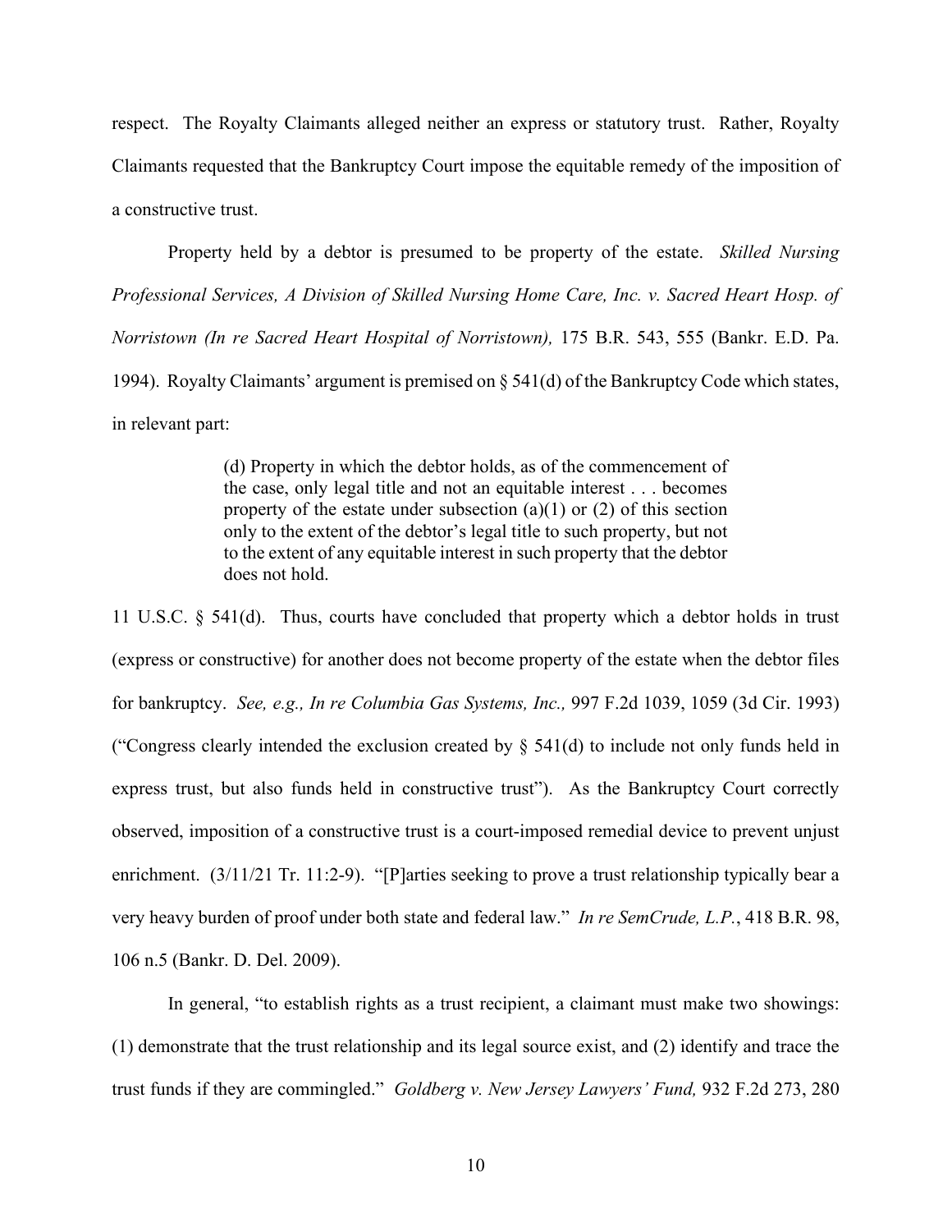respect. The Royalty Claimants alleged neither an express or statutory trust. Rather, Royalty Claimants requested that the Bankruptcy Court impose the equitable remedy of the imposition of a constructive trust.

Property held by a debtor is presumed to be property of the estate. *Skilled Nursing Professional Services, A Division of Skilled Nursing Home Care, Inc. v. Sacred Heart Hosp. of Norristown (In re Sacred Heart Hospital of Norristown),* 175 B.R. 543, 555 (Bankr. E.D. Pa. 1994). Royalty Claimants' argument is premised on § 541(d) of the Bankruptcy Code which states, in relevant part:

> (d) Property in which the debtor holds, as of the commencement of the case, only legal title and not an equitable interest . . . becomes property of the estate under subsection (a)(1) or (2) of this section only to the extent of the debtor's legal title to such property, but not to the extent of any equitable interest in such property that the debtor does not hold.

11 U.S.C. § 541(d). Thus, courts have concluded that property which a debtor holds in trust (express or constructive) for another does not become property of the estate when the debtor files for bankruptcy. *See, e.g., In re Columbia Gas Systems, Inc.,* 997 F.2d 1039, 1059 (3d Cir. 1993) ("Congress clearly intended the exclusion created by § 541(d) to include not only funds held in express trust, but also funds held in constructive trust"). As the Bankruptcy Court correctly observed, imposition of a constructive trust is a court-imposed remedial device to prevent unjust enrichment. (3/11/21 Tr. 11:2-9). "[P]arties seeking to prove a trust relationship typically bear a very heavy burden of proof under both state and federal law." *In re SemCrude, L.P.*, 418 B.R. 98, 106 n.5 (Bankr. D. Del. 2009).

In general, "to establish rights as a trust recipient, a claimant must make two showings: (1) demonstrate that the trust relationship and its legal source exist, and (2) identify and trace the trust funds if they are commingled." *Goldberg v. New Jersey Lawyers' Fund,* 932 F.2d 273, 280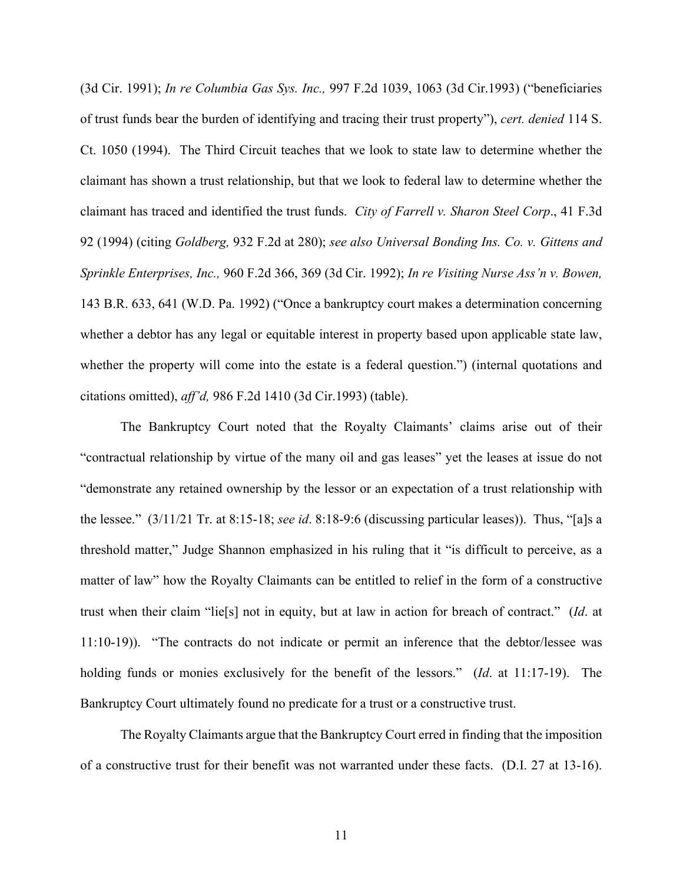(3d Cir. 1991); *In re Columbia Gas Sys. Inc.,* 997 F.2d 1039, 1063 (3d Cir.1993) ("beneficiaries of trust funds bear the burden of identifying and tracing their trust property"), *cert. denied* 114 S. Ct. 1050 (1994). The Third Circuit teaches that we look to state law to determine whether the claimant has shown a trust relationship, but that we look to federal law to determine whether the claimant has traced and identified the trust funds. *City of Farrell v. Sharon Steel Corp*., 41 F.3d 92 (1994) (citing *Goldberg,* 932 F.2d at 280); *see also Universal Bonding Ins. Co. v. Gittens and Sprinkle Enterprises, Inc.,* 960 F.2d 366, 369 (3d Cir. 1992); *In re Visiting Nurse Ass'n v. Bowen,* 143 B.R. 633, 641 (W.D. Pa. 1992) ("Once a bankruptcy court makes a determination concerning whether a debtor has any legal or equitable interest in property based upon applicable state law, whether the property will come into the estate is a federal question.") (internal quotations and citations omitted), *aff'd,* 986 F.2d 1410 (3d Cir.1993) (table).

The Bankruptcy Court noted that the Royalty Claimants' claims arise out of their "contractual relationship by virtue of the many oil and gas leases" yet the leases at issue do not "demonstrate any retained ownership by the lessor or an expectation of a trust relationship with the lessee." (3/11/21 Tr. at 8:15-18; *see id*. 8:18-9:6 (discussing particular leases)). Thus, "[a]s a threshold matter," Judge Shannon emphasized in his ruling that it "is difficult to perceive, as a matter of law" how the Royalty Claimants can be entitled to relief in the form of a constructive trust when their claim "lie[s] not in equity, but at law in action for breach of contract." (*Id*. at 11:10-19)). "The contracts do not indicate or permit an inference that the debtor/lessee was holding funds or monies exclusively for the benefit of the lessors." (*Id*. at 11:17-19). The Bankruptcy Court ultimately found no predicate for a trust or a constructive trust.

The Royalty Claimants argue that the Bankruptcy Court erred in finding that the imposition of a constructive trust for their benefit was not warranted under these facts. (D.I. 27 at 13-16).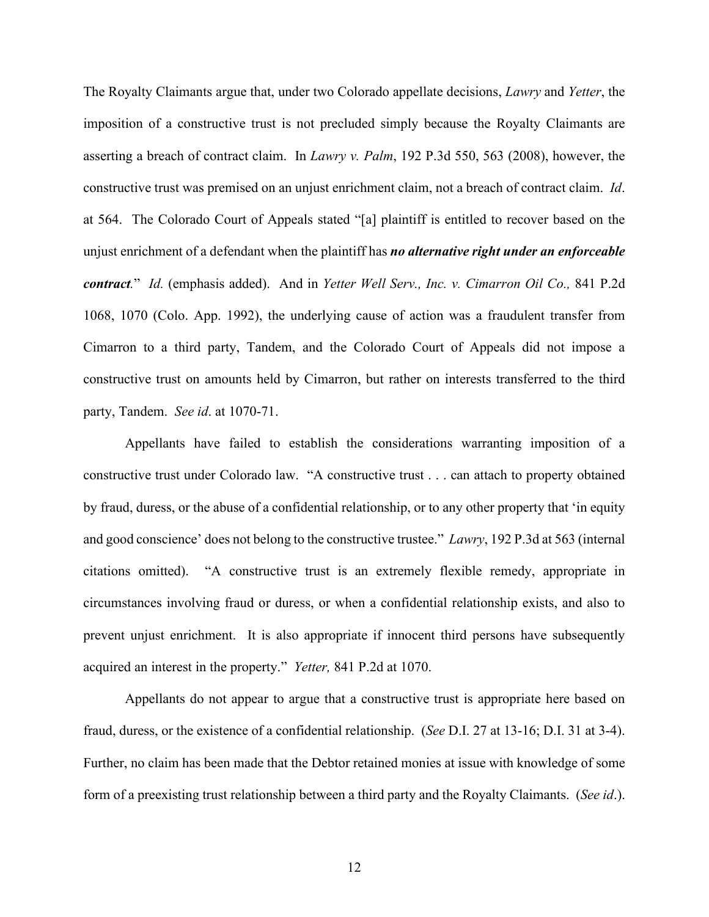The Royalty Claimants argue that, under two Colorado appellate decisions, *Lawry* and *Yetter*, the imposition of a constructive trust is not precluded simply because the Royalty Claimants are asserting a breach of contract claim. In *Lawry v. Palm*, 192 P.3d 550, 563 (2008), however, the constructive trust was premised on an unjust enrichment claim, not a breach of contract claim. *Id*. at 564. The Colorado Court of Appeals stated "[a] plaintiff is entitled to recover based on the unjust enrichment of a defendant when the plaintiff has ***no alternative right under an enforceable contract***." *Id.* (emphasis added). And in *Yetter Well Serv., Inc. v. Cimarron Oil Co.,* 841 P.2d 1068, 1070 (Colo. App. 1992), the underlying cause of action was a fraudulent transfer from Cimarron to a third party, Tandem, and the Colorado Court of Appeals did not impose a constructive trust on amounts held by Cimarron, but rather on interests transferred to the third party, Tandem. *See id*. at 1070-71.

Appellants have failed to establish the considerations warranting imposition of a constructive trust under Colorado law. "A constructive trust . . . can attach to property obtained by fraud, duress, or the abuse of a confidential relationship, or to any other property that 'in equity and good conscience' does not belong to the constructive trustee." *Lawry*, 192 P.3d at 563 (internal citations omitted). "A constructive trust is an extremely flexible remedy, appropriate in circumstances involving fraud or duress, or when a confidential relationship exists, and also to prevent unjust enrichment. It is also appropriate if innocent third persons have subsequently acquired an interest in the property." *Yetter,* 841 P.2d at 1070.

Appellants do not appear to argue that a constructive trust is appropriate here based on fraud, duress, or the existence of a confidential relationship. (*See* D.I. 27 at 13-16; D.I. 31 at 3-4). Further, no claim has been made that the Debtor retained monies at issue with knowledge of some form of a preexisting trust relationship between a third party and the Royalty Claimants. (*See id*.).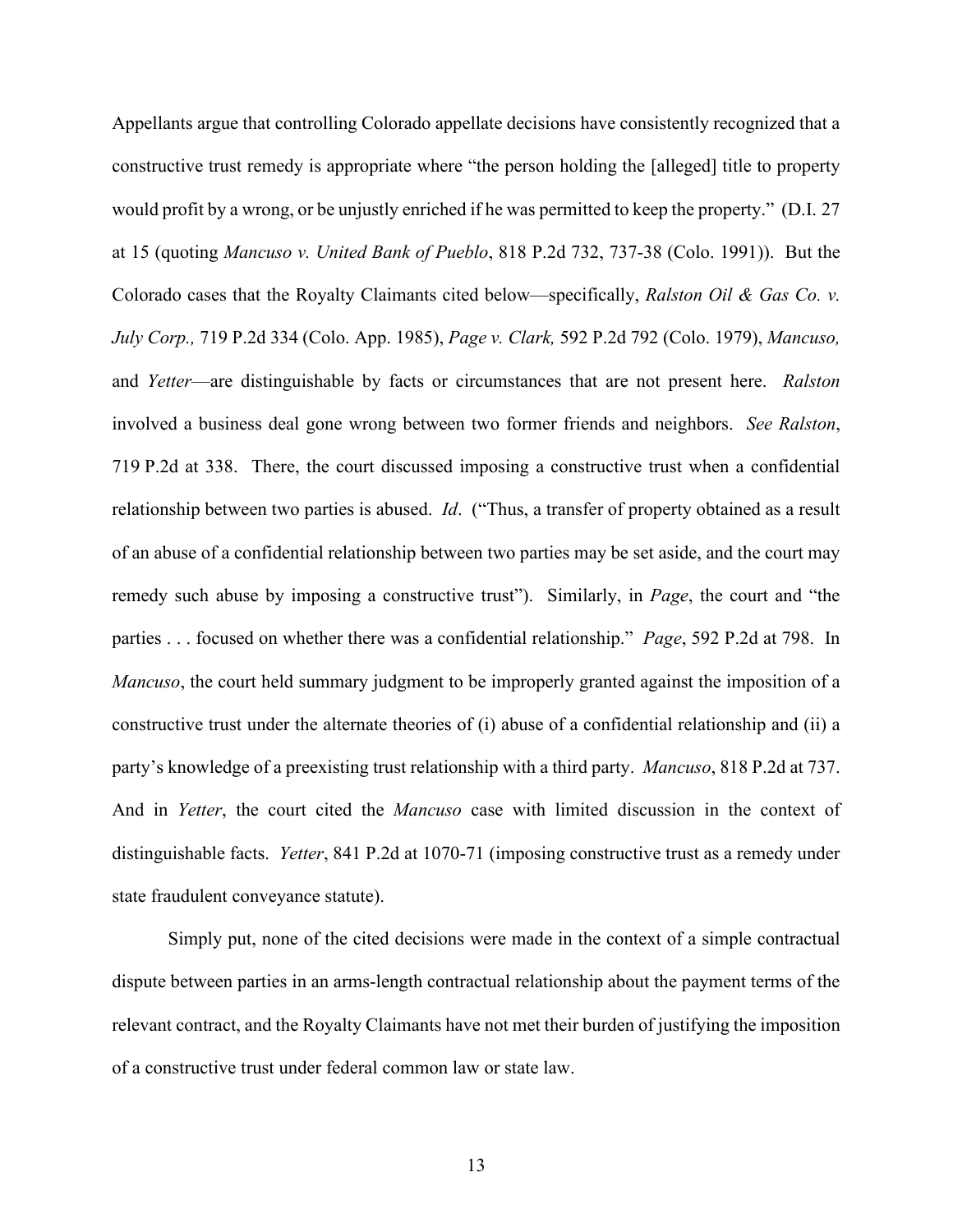Appellants argue that controlling Colorado appellate decisions have consistently recognized that a constructive trust remedy is appropriate where "the person holding the [alleged] title to property would profit by a wrong, or be unjustly enriched if he was permitted to keep the property." (D.I. 27 at 15 (quoting *Mancuso v. United Bank of Pueblo*, 818 P.2d 732, 737-38 (Colo. 1991)). But the Colorado cases that the Royalty Claimants cited below—specifically, *Ralston Oil & Gas Co. v. July Corp.,* 719 P.2d 334 (Colo. App. 1985), *Page v. Clark,* 592 P.2d 792 (Colo. 1979), *Mancuso,* and *Yetter*—are distinguishable by facts or circumstances that are not present here. *Ralston* involved a business deal gone wrong between two former friends and neighbors. *See Ralston*, 719 P.2d at 338. There, the court discussed imposing a constructive trust when a confidential relationship between two parties is abused. *Id*. ("Thus, a transfer of property obtained as a result of an abuse of a confidential relationship between two parties may be set aside, and the court may remedy such abuse by imposing a constructive trust"). Similarly, in *Page*, the court and "the parties . . . focused on whether there was a confidential relationship." *Page*, 592 P.2d at 798. In *Mancuso*, the court held summary judgment to be improperly granted against the imposition of a constructive trust under the alternate theories of (i) abuse of a confidential relationship and (ii) a party's knowledge of a preexisting trust relationship with a third party. *Mancuso*, 818 P.2d at 737. And in *Yetter*, the court cited the *Mancuso* case with limited discussion in the context of distinguishable facts. *Yetter*, 841 P.2d at 1070-71 (imposing constructive trust as a remedy under state fraudulent conveyance statute).

Simply put, none of the cited decisions were made in the context of a simple contractual dispute between parties in an arms-length contractual relationship about the payment terms of the relevant contract, and the Royalty Claimants have not met their burden of justifying the imposition of a constructive trust under federal common law or state law.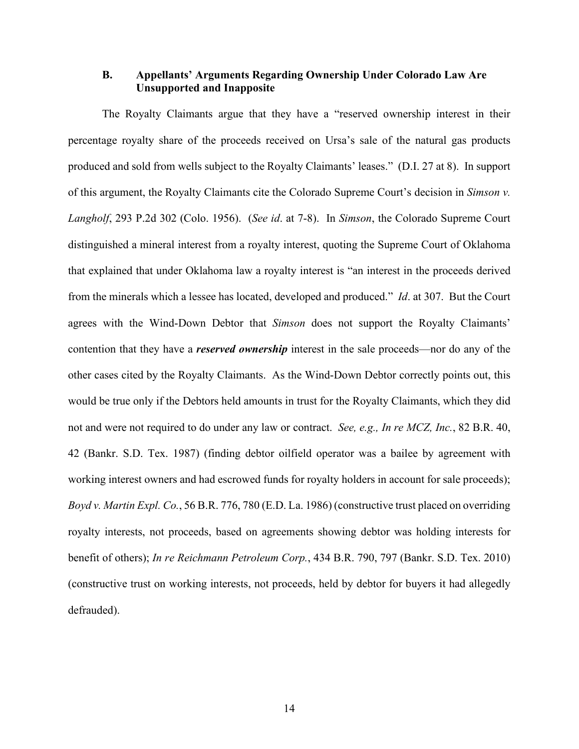### B. Appellants' Arguments Regarding Ownership Under Colorado Law Are Unsupported and Inapposite

The Royalty Claimants argue that they have a "reserved ownership interest in their percentage royalty share of the proceeds received on Ursa's sale of the natural gas products produced and sold from wells subject to the Royalty Claimants' leases." (D.I. 27 at 8). In support of this argument, the Royalty Claimants cite the Colorado Supreme Court's decision in *Simson v. Langholf*, 293 P.2d 302 (Colo. 1956). (*See id*. at 7-8). In *Simson*, the Colorado Supreme Court distinguished a mineral interest from a royalty interest, quoting the Supreme Court of Oklahoma that explained that under Oklahoma law a royalty interest is "an interest in the proceeds derived from the minerals which a lessee has located, developed and produced." *Id*. at 307. But the Court agrees with the Wind-Down Debtor that *Simson* does not support the Royalty Claimants' contention that they have a ***reserved ownership*** interest in the sale proceeds—nor do any of the other cases cited by the Royalty Claimants. As the Wind-Down Debtor correctly points out, this would be true only if the Debtors held amounts in trust for the Royalty Claimants, which they did not and were not required to do under any law or contract. *See, e.g., In re MCZ, Inc.*, 82 B.R. 40, 42 (Bankr. S.D. Tex. 1987) (finding debtor oilfield operator was a bailee by agreement with working interest owners and had escrowed funds for royalty holders in account for sale proceeds); *Boyd v. Martin Expl. Co.*, 56 B.R. 776, 780 (E.D. La. 1986) (constructive trust placed on overriding royalty interests, not proceeds, based on agreements showing debtor was holding interests for benefit of others); *In re Reichmann Petroleum Corp.*, 434 B.R. 790, 797 (Bankr. S.D. Tex. 2010) (constructive trust on working interests, not proceeds, held by debtor for buyers it had allegedly defrauded).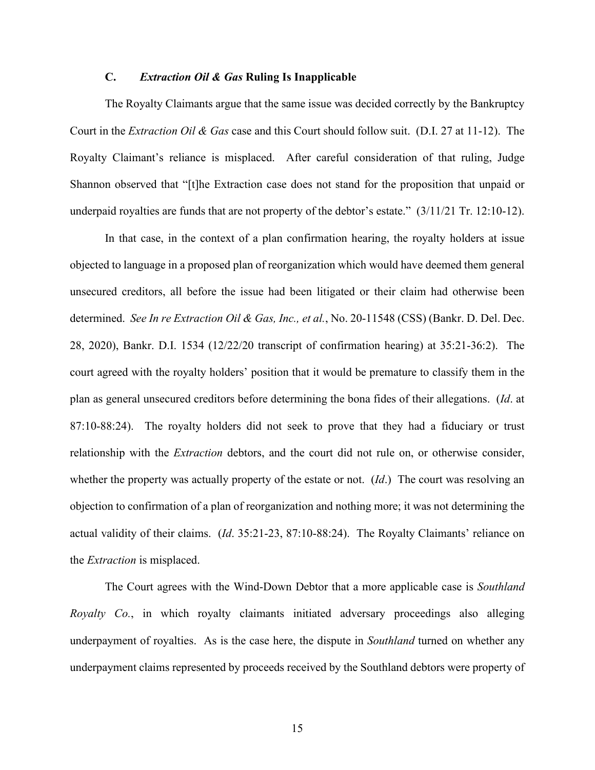### C. *Extraction Oil & Gas* Ruling Is Inapplicable

The Royalty Claimants argue that the same issue was decided correctly by the Bankruptcy Court in the *Extraction Oil & Gas* case and this Court should follow suit. (D.I. 27 at 11-12). The Royalty Claimant's reliance is misplaced. After careful consideration of that ruling, Judge Shannon observed that "[t]he Extraction case does not stand for the proposition that unpaid or underpaid royalties are funds that are not property of the debtor's estate." (3/11/21 Tr. 12:10-12).

In that case, in the context of a plan confirmation hearing, the royalty holders at issue objected to language in a proposed plan of reorganization which would have deemed them general unsecured creditors, all before the issue had been litigated or their claim had otherwise been determined. *See In re Extraction Oil & Gas, Inc., et al.*, No. 20-11548 (CSS) (Bankr. D. Del. Dec. 28, 2020), Bankr. D.I. 1534 (12/22/20 transcript of confirmation hearing) at 35:21-36:2). The court agreed with the royalty holders' position that it would be premature to classify them in the plan as general unsecured creditors before determining the bona fides of their allegations. (*Id*. at 87:10-88:24). The royalty holders did not seek to prove that they had a fiduciary or trust relationship with the *Extraction* debtors, and the court did not rule on, or otherwise consider, whether the property was actually property of the estate or not. (*Id*.) The court was resolving an objection to confirmation of a plan of reorganization and nothing more; it was not determining the actual validity of their claims. (*Id*. 35:21-23, 87:10-88:24). The Royalty Claimants' reliance on the *Extraction* is misplaced.

The Court agrees with the Wind-Down Debtor that a more applicable case is *Southland Royalty Co.*, in which royalty claimants initiated adversary proceedings also alleging underpayment of royalties. As is the case here, the dispute in *Southland* turned on whether any underpayment claims represented by proceeds received by the Southland debtors were property of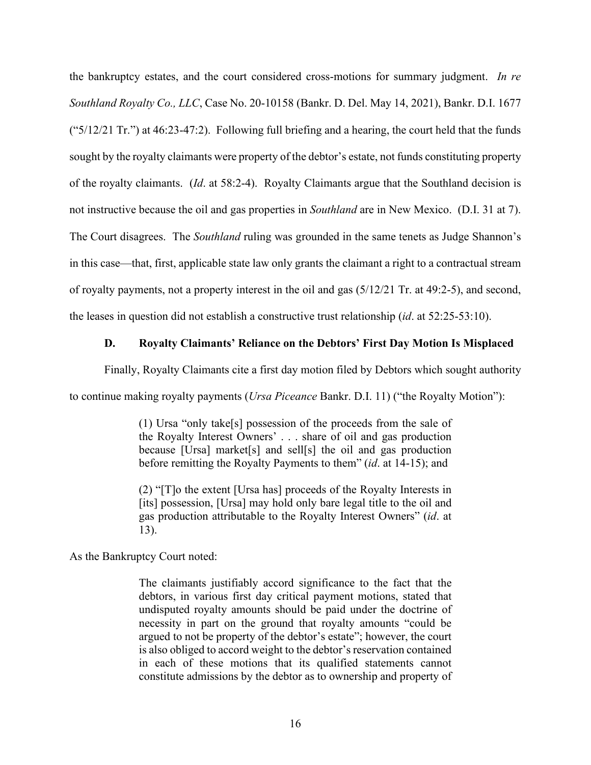the bankruptcy estates, and the court considered cross-motions for summary judgment. *In re Southland Royalty Co., LLC*, Case No. 20-10158 (Bankr. D. Del. May 14, 2021), Bankr. D.I. 1677 ("5/12/21 Tr.") at 46:23-47:2). Following full briefing and a hearing, the court held that the funds sought by the royalty claimants were property of the debtor's estate, not funds constituting property of the royalty claimants. (*Id*. at 58:2-4). Royalty Claimants argue that the Southland decision is not instructive because the oil and gas properties in *Southland* are in New Mexico. (D.I. 31 at 7). The Court disagrees. The *Southland* ruling was grounded in the same tenets as Judge Shannon's in this case—that, first, applicable state law only grants the claimant a right to a contractual stream of royalty payments, not a property interest in the oil and gas (5/12/21 Tr. at 49:2-5), and second, the leases in question did not establish a constructive trust relationship (*id*. at 52:25-53:10).

### D. Royalty Claimants' Reliance on the Debtors' First Day Motion Is Misplaced

Finally, Royalty Claimants cite a first day motion filed by Debtors which sought authority to continue making royalty payments (*Ursa Piceance* Bankr. D.I. 11) ("the Royalty Motion"):

> (1) Ursa "only take[s] possession of the proceeds from the sale of the Royalty Interest Owners' . . . share of oil and gas production because [Ursa] market[s] and sell[s] the oil and gas production before remitting the Royalty Payments to them" (*id*. at 14-15); and
>
> (2) "[T]o the extent [Ursa has] proceeds of the Royalty Interests in [its] possession, [Ursa] may hold only bare legal title to the oil and gas production attributable to the Royalty Interest Owners" (*id*. at 13).

As the Bankruptcy Court noted:

> The claimants justifiably accord significance to the fact that the debtors, in various first day critical payment motions, stated that undisputed royalty amounts should be paid under the doctrine of necessity in part on the ground that royalty amounts "could be argued to not be property of the debtor's estate"; however, the court is also obliged to accord weight to the debtor's reservation contained in each of these motions that its qualified statements cannot constitute admissions by the debtor as to ownership and property of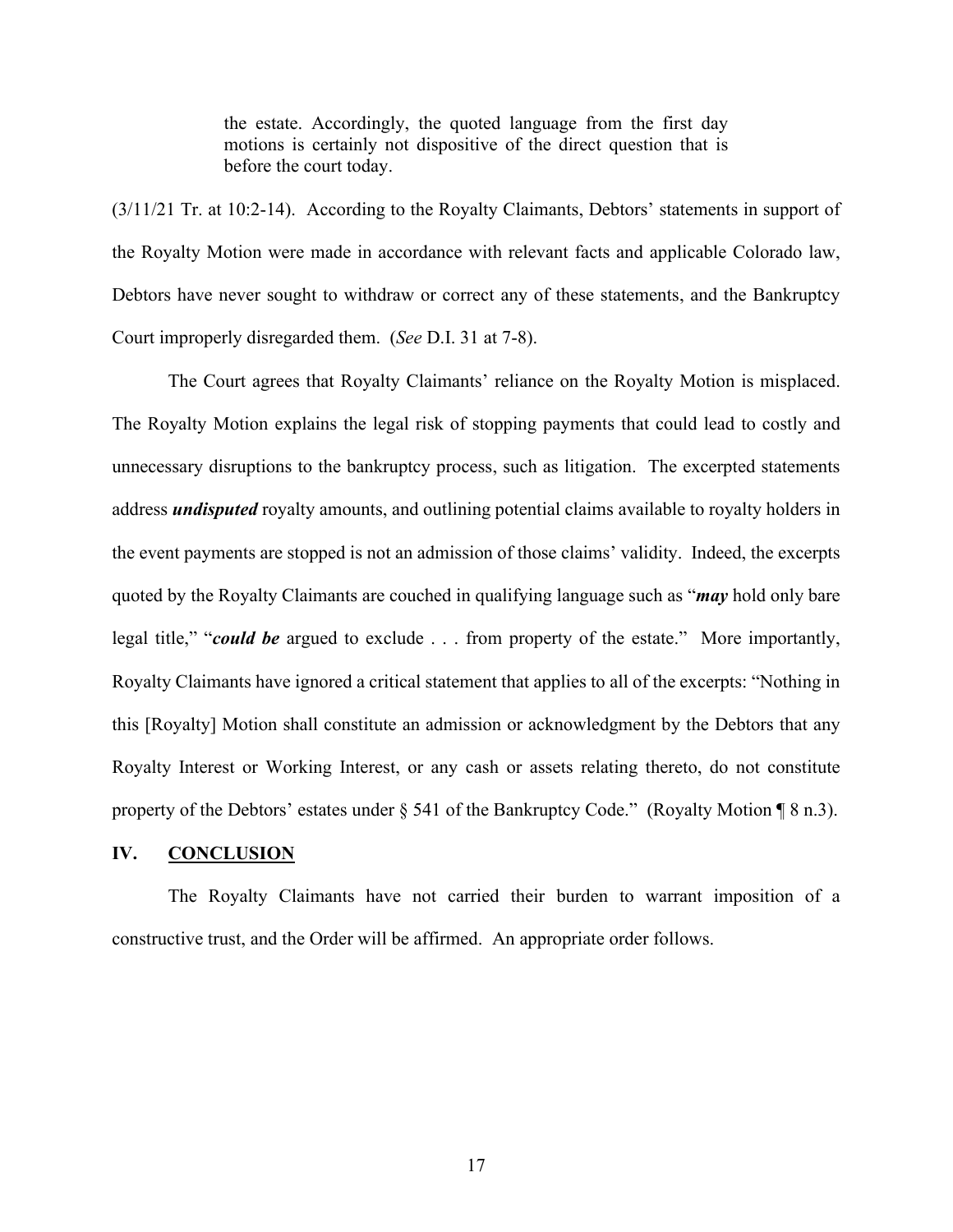> the estate. Accordingly, the quoted language from the first day motions is certainly not dispositive of the direct question that is before the court today.

(3/11/21 Tr. at 10:2-14). According to the Royalty Claimants, Debtors' statements in support of the Royalty Motion were made in accordance with relevant facts and applicable Colorado law, Debtors have never sought to withdraw or correct any of these statements, and the Bankruptcy Court improperly disregarded them. (*See* D.I. 31 at 7-8).

The Court agrees that Royalty Claimants' reliance on the Royalty Motion is misplaced. The Royalty Motion explains the legal risk of stopping payments that could lead to costly and unnecessary disruptions to the bankruptcy process, such as litigation. The excerpted statements address ***undisputed*** royalty amounts, and outlining potential claims available to royalty holders in the event payments are stopped is not an admission of those claims' validity. Indeed, the excerpts quoted by the Royalty Claimants are couched in qualifying language such as "***may*** hold only bare legal title," "***could be*** argued to exclude . . . from property of the estate." More importantly, Royalty Claimants have ignored a critical statement that applies to all of the excerpts: "Nothing in this [Royalty] Motion shall constitute an admission or acknowledgment by the Debtors that any Royalty Interest or Working Interest, or any cash or assets relating thereto, do not constitute property of the Debtors' estates under § 541 of the Bankruptcy Code." (Royalty Motion ¶ 8 n.3).

## IV. CONCLUSION

The Royalty Claimants have not carried their burden to warrant imposition of a constructive trust, and the Order will be affirmed. An appropriate order follows.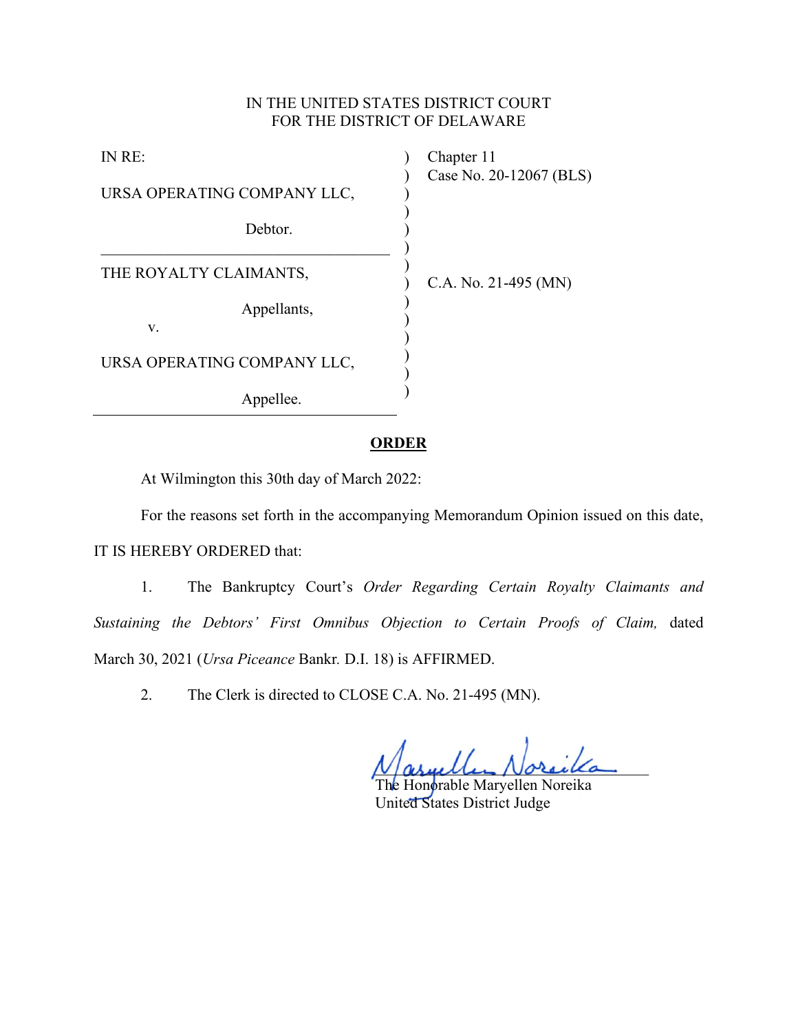IN THE UNITED STATES DISTRICT COURT
FOR THE DISTRICT OF DELAWARE

| | | |
|---|---|---|
| IN RE: | ) | Chapter 11 |
| | ) | Case No. 20-12067 (BLS) |
| URSA OPERATING COMPANY LLC, | ) | |
| | ) | |
| Debtor. | ) | |
| | ) | |
| THE ROYALTY CLAIMANTS, | ) | |
| | ) | C.A. No. 21-495 (MN) |
| Appellants, | ) | |
| v. | ) | |
| | ) | |
| URSA OPERATING COMPANY LLC, | ) | |
| | ) | |
| Appellee. | ) | |

**ORDER**

At Wilmington this 30th day of March 2022:

For the reasons set forth in the accompanying Memorandum Opinion issued on this date, IT IS HEREBY ORDERED that:

1. The Bankruptcy Court's *Order Regarding Certain Royalty Claimants and Sustaining the Debtors' First Omnibus Objection to Certain Proofs of Claim,* dated March 30, 2021 (*Ursa Piceance* Bankr. D.I. 18) is AFFIRMED.

2. The Clerk is directed to CLOSE C.A. No. 21-495 (MN).

The Honorable Maryellen Noreika
United States District Judge